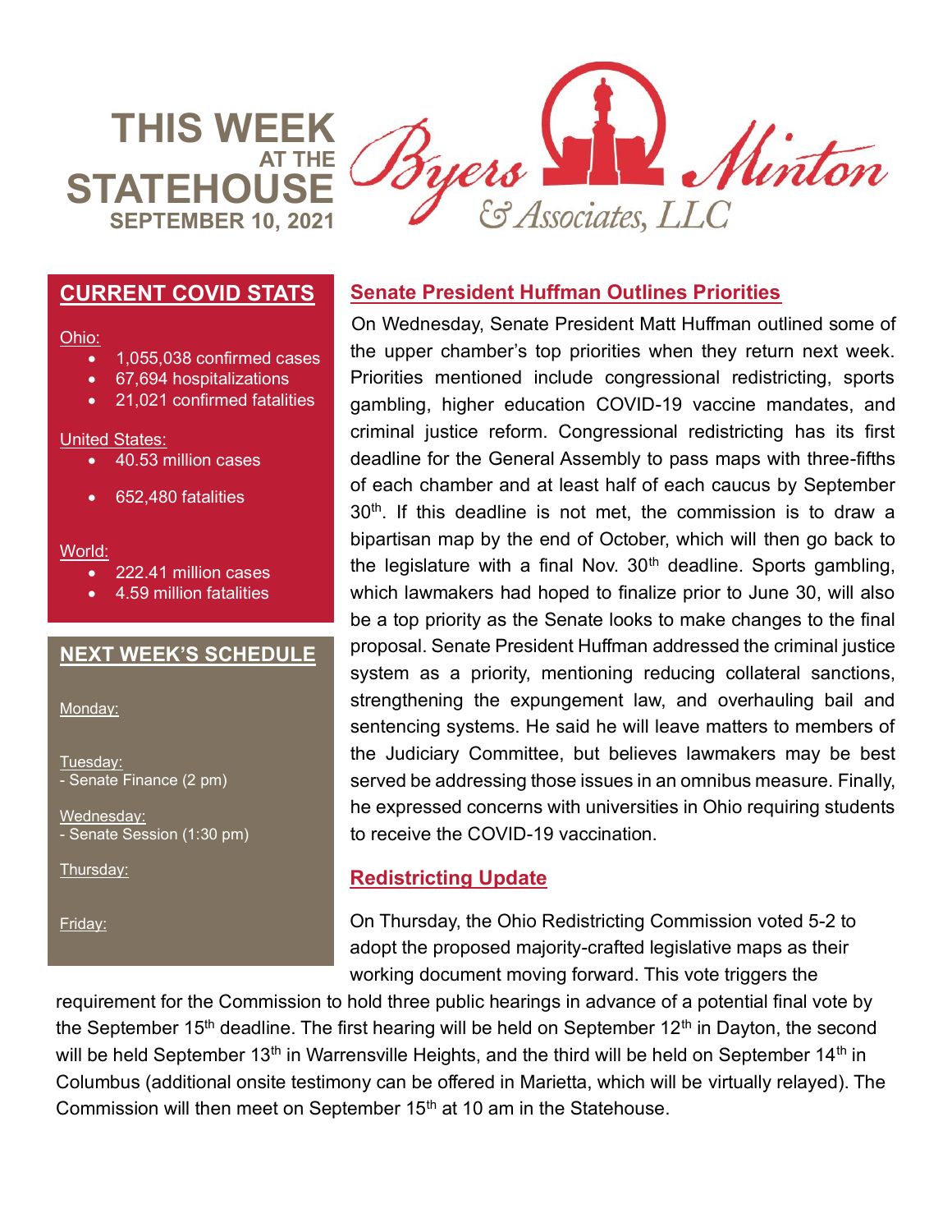# THIS WEEK AT THE STATEHOUSE

**SEPTEMBER 10, 2021**

Byers Minton & Associates, LLC

## CURRENT COVID STATS

Ohio:

- 1,055,038 confirmed cases
- 67,694 hospitalizations
- 21,021 confirmed fatalities

United States:

- 40.53 million cases
- 652,480 fatalities

World:

- 222.41 million cases
- 4.59 million fatalities

## NEXT WEEK'S SCHEDULE

Monday:

Tuesday:
- Senate Finance (2 pm)

Wednesday:
- Senate Session (1:30 pm)

Thursday:

Friday:

## Senate President Huffman Outlines Priorities

On Wednesday, Senate President Matt Huffman outlined some of the upper chamber's top priorities when they return next week. Priorities mentioned include congressional redistricting, sports gambling, higher education COVID-19 vaccine mandates, and criminal justice reform. Congressional redistricting has its first deadline for the General Assembly to pass maps with three-fifths of each chamber and at least half of each caucus by September 30th. If this deadline is not met, the commission is to draw a bipartisan map by the end of October, which will then go back to the legislature with a final Nov. 30th deadline. Sports gambling, which lawmakers had hoped to finalize prior to June 30, will also be a top priority as the Senate looks to make changes to the final proposal. Senate President Huffman addressed the criminal justice system as a priority, mentioning reducing collateral sanctions, strengthening the expungement law, and overhauling bail and sentencing systems. He said he will leave matters to members of the Judiciary Committee, but believes lawmakers may be best served be addressing those issues in an omnibus measure. Finally, he expressed concerns with universities in Ohio requiring students to receive the COVID-19 vaccination.

## Redistricting Update

On Thursday, the Ohio Redistricting Commission voted 5-2 to adopt the proposed majority-crafted legislative maps as their working document moving forward. This vote triggers the requirement for the Commission to hold three public hearings in advance of a potential final vote by the September 15th deadline. The first hearing will be held on September 12th in Dayton, the second will be held September 13th in Warrensville Heights, and the third will be held on September 14th in Columbus (additional onsite testimony can be offered in Marietta, which will be virtually relayed). The Commission will then meet on September 15th at 10 am in the Statehouse.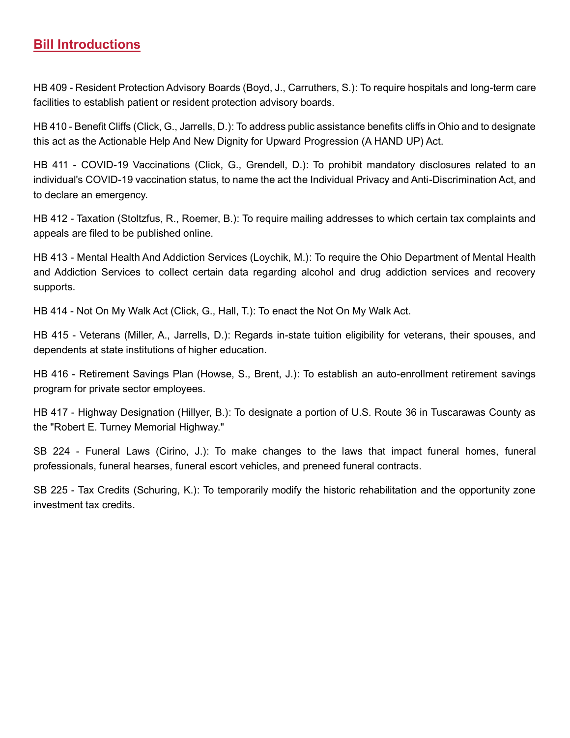## Bill Introductions

HB 409 - Resident Protection Advisory Boards (Boyd, J., Carruthers, S.): To require hospitals and long-term care facilities to establish patient or resident protection advisory boards.

HB 410 - Benefit Cliffs (Click, G., Jarrells, D.): To address public assistance benefits cliffs in Ohio and to designate this act as the Actionable Help And New Dignity for Upward Progression (A HAND UP) Act.

HB 411 - COVID-19 Vaccinations (Click, G., Grendell, D.): To prohibit mandatory disclosures related to an individual's COVID-19 vaccination status, to name the act the Individual Privacy and Anti-Discrimination Act, and to declare an emergency.

HB 412 - Taxation (Stoltzfus, R., Roemer, B.): To require mailing addresses to which certain tax complaints and appeals are filed to be published online.

HB 413 - Mental Health And Addiction Services (Loychik, M.): To require the Ohio Department of Mental Health and Addiction Services to collect certain data regarding alcohol and drug addiction services and recovery supports.

HB 414 - Not On My Walk Act (Click, G., Hall, T.): To enact the Not On My Walk Act.

HB 415 - Veterans (Miller, A., Jarrells, D.): Regards in-state tuition eligibility for veterans, their spouses, and dependents at state institutions of higher education.

HB 416 - Retirement Savings Plan (Howse, S., Brent, J.): To establish an auto-enrollment retirement savings program for private sector employees.

HB 417 - Highway Designation (Hillyer, B.): To designate a portion of U.S. Route 36 in Tuscarawas County as the "Robert E. Turney Memorial Highway."

SB 224 - Funeral Laws (Cirino, J.): To make changes to the laws that impact funeral homes, funeral professionals, funeral hearses, funeral escort vehicles, and preneed funeral contracts.

SB 225 - Tax Credits (Schuring, K.): To temporarily modify the historic rehabilitation and the opportunity zone investment tax credits.